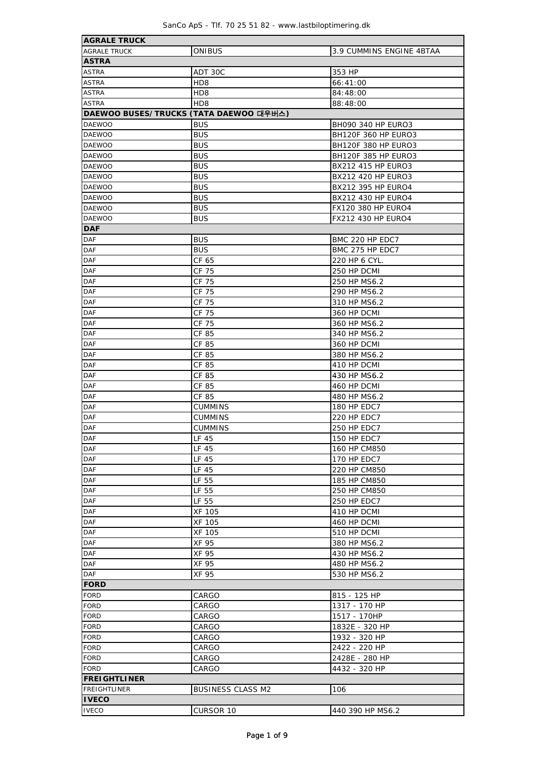| AGRALE TRUCK | | |
|---|---|---|
| AGRALE TRUCK | ONIBUS | 3.9 CUMMINS ENGINE 4BTAA |
| **ASTRA** | | |
| ASTRA | ADT 30C | 353 HP |
| ASTRA | HD8 | 66:41:00 |
| ASTRA | HD8 | 84:48:00 |
| ASTRA | HD8 | 88:48:00 |
| **DAEWOO BUSES/TRUCKS (TATA DAEWOO 대우버스)** | | |
| DAEWOO | BUS | BH090 340 HP EURO3 |
| DAEWOO | BUS | BH120F 360 HP EURO3 |
| DAEWOO | BUS | BH120F 380 HP EURO3 |
| DAEWOO | BUS | BH120F 385 HP EURO3 |
| DAEWOO | BUS | BX212 415 HP EURO3 |
| DAEWOO | BUS | BX212 420 HP EURO3 |
| DAEWOO | BUS | BX212 395 HP EURO4 |
| DAEWOO | BUS | BX212 430 HP EURO4 |
| DAEWOO | BUS | FX120 380 HP EURO4 |
| DAEWOO | BUS | FX212 430 HP EURO4 |
| **DAF** | | |
| DAF | BUS | BMC 220 HP EDC7 |
| DAF | BUS | BMC 275 HP EDC7 |
| DAF | CF 65 | 220 HP 6 CYL. |
| DAF | CF 75 | 250 HP DCMI |
| DAF | CF 75 | 250 HP MS6.2 |
| DAF | CF 75 | 290 HP MS6.2 |
| DAF | CF 75 | 310 HP MS6.2 |
| DAF | CF 75 | 360 HP DCMI |
| DAF | CF 75 | 360 HP MS6.2 |
| DAF | CF 85 | 340 HP MS6.2 |
| DAF | CF 85 | 360 HP DCMI |
| DAF | CF 85 | 380 HP MS6.2 |
| DAF | CF 85 | 410 HP DCMI |
| DAF | CF 85 | 430 HP MS6.2 |
| DAF | CF 85 | 460 HP DCMI |
| DAF | CF 85 | 480 HP MS6.2 |
| DAF | CUMMINS | 180 HP EDC7 |
| DAF | CUMMINS | 220 HP EDC7 |
| DAF | CUMMINS | 250 HP EDC7 |
| DAF | LF 45 | 150 HP EDC7 |
| DAF | LF 45 | 160 HP CM850 |
| DAF | LF 45 | 170 HP EDC7 |
| DAF | LF 45 | 220 HP CM850 |
| DAF | LF 55 | 185 HP CM850 |
| DAF | LF 55 | 250 HP CM850 |
| DAF | LF 55 | 250 HP EDC7 |
| DAF | XF 105 | 410 HP DCMI |
| DAF | XF 105 | 460 HP DCMI |
| DAF | XF 105 | 510 HP DCMI |
| DAF | XF 95 | 380 HP MS6.2 |
| DAF | XF 95 | 430 HP MS6.2 |
| DAF | XF 95 | 480 HP MS6.2 |
| DAF | XF 95 | 530 HP MS6.2 |
| **FORD** | | |
| FORD | CARGO | 815 - 125 HP |
| FORD | CARGO | 1317 - 170 HP |
| FORD | CARGO | 1517 - 170HP |
| FORD | CARGO | 1832E - 320 HP |
| FORD | CARGO | 1932 - 320 HP |
| FORD | CARGO | 2422 - 220 HP |
| FORD | CARGO | 2428E - 280 HP |
| FORD | CARGO | 4432 - 320 HP |
| **FREIGHTLINER** | | |
| FREIGHTLINER | BUSINESS CLASS M2 | 106 |
| **IVECO** | | |
| IVECO | CURSOR 10 | 440 390 HP MS6.2 |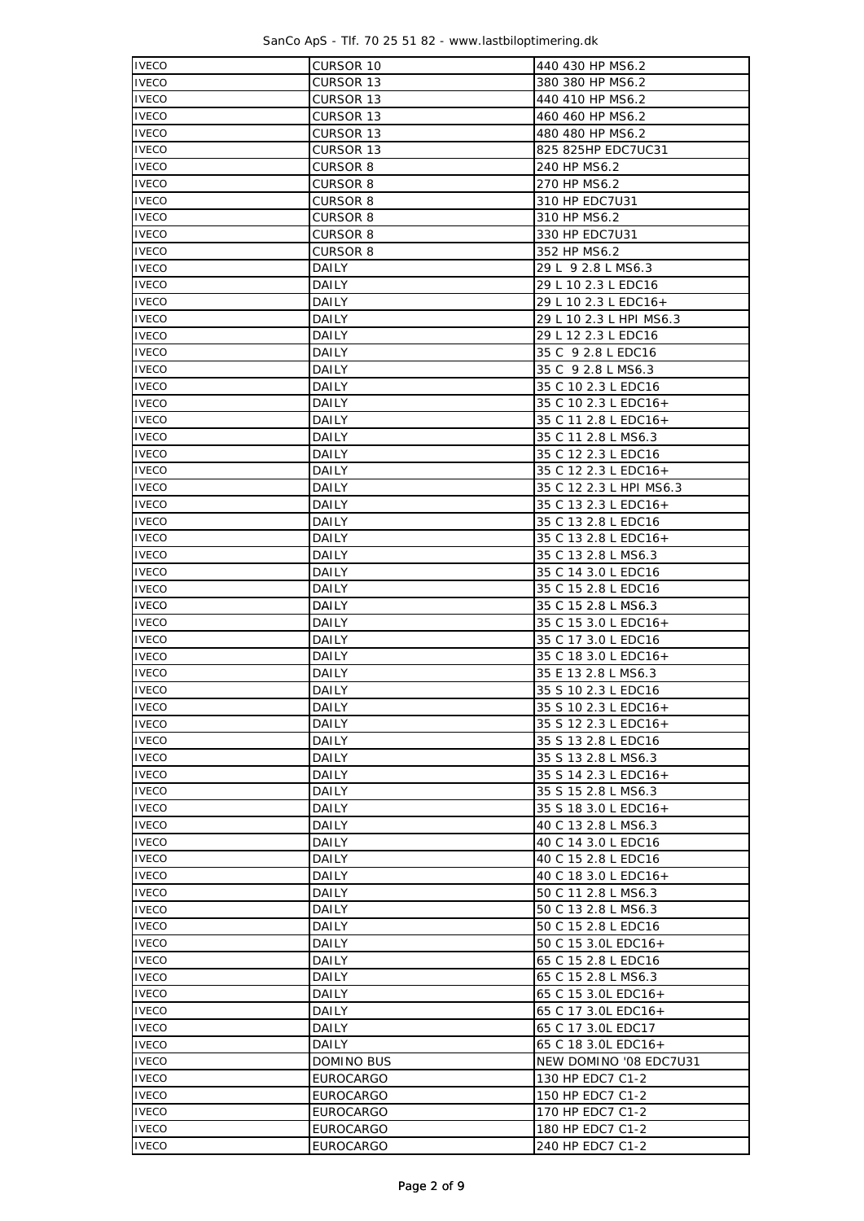| IVECO | CURSOR 10 | 440 430 HP MS6.2 |
|---|---|---|
| IVECO | CURSOR 13 | 380 380 HP MS6.2 |
| IVECO | CURSOR 13 | 440 410 HP MS6.2 |
| IVECO | CURSOR 13 | 460 460 HP MS6.2 |
| IVECO | CURSOR 13 | 480 480 HP MS6.2 |
| IVECO | CURSOR 13 | 825 825HP EDC7UC31 |
| IVECO | CURSOR 8 | 240 HP MS6.2 |
| IVECO | CURSOR 8 | 270 HP MS6.2 |
| IVECO | CURSOR 8 | 310 HP EDC7U31 |
| IVECO | CURSOR 8 | 310 HP MS6.2 |
| IVECO | CURSOR 8 | 330 HP EDC7U31 |
| IVECO | CURSOR 8 | 352 HP MS6.2 |
| IVECO | DAILY | 29 L 9 2.8 L MS6.3 |
| IVECO | DAILY | 29 L 10 2.3 L EDC16 |
| IVECO | DAILY | 29 L 10 2.3 L EDC16+ |
| IVECO | DAILY | 29 L 10 2.3 L HPI MS6.3 |
| IVECO | DAILY | 29 L 12 2.3 L EDC16 |
| IVECO | DAILY | 35 C 9 2.8 L EDC16 |
| IVECO | DAILY | 35 C 9 2.8 L MS6.3 |
| IVECO | DAILY | 35 C 10 2.3 L EDC16 |
| IVECO | DAILY | 35 C 10 2.3 L EDC16+ |
| IVECO | DAILY | 35 C 11 2.8 L EDC16+ |
| IVECO | DAILY | 35 C 11 2.8 L MS6.3 |
| IVECO | DAILY | 35 C 12 2.3 L EDC16 |
| IVECO | DAILY | 35 C 12 2.3 L EDC16+ |
| IVECO | DAILY | 35 C 12 2.3 L HPI MS6.3 |
| IVECO | DAILY | 35 C 13 2.3 L EDC16+ |
| IVECO | DAILY | 35 C 13 2.8 L EDC16 |
| IVECO | DAILY | 35 C 13 2.8 L EDC16+ |
| IVECO | DAILY | 35 C 13 2.8 L MS6.3 |
| IVECO | DAILY | 35 C 14 3.0 L EDC16 |
| IVECO | DAILY | 35 C 15 2.8 L EDC16 |
| IVECO | DAILY | 35 C 15 2.8 L MS6.3 |
| IVECO | DAILY | 35 C 15 3.0 L EDC16+ |
| IVECO | DAILY | 35 C 17 3.0 L EDC16 |
| IVECO | DAILY | 35 C 18 3.0 L EDC16+ |
| IVECO | DAILY | 35 E 13 2.8 L MS6.3 |
| IVECO | DAILY | 35 S 10 2.3 L EDC16 |
| IVECO | DAILY | 35 S 10 2.3 L EDC16+ |
| IVECO | DAILY | 35 S 12 2.3 L EDC16+ |
| IVECO | DAILY | 35 S 13 2.8 L EDC16 |
| IVECO | DAILY | 35 S 13 2.8 L MS6.3 |
| IVECO | DAILY | 35 S 14 2.3 L EDC16+ |
| IVECO | DAILY | 35 S 15 2.8 L MS6.3 |
| IVECO | DAILY | 35 S 18 3.0 L EDC16+ |
| IVECO | DAILY | 40 C 13 2.8 L MS6.3 |
| IVECO | DAILY | 40 C 14 3.0 L EDC16 |
| IVECO | DAILY | 40 C 15 2.8 L EDC16 |
| IVECO | DAILY | 40 C 18 3.0 L EDC16+ |
| IVECO | DAILY | 50 C 11 2.8 L MS6.3 |
| IVECO | DAILY | 50 C 13 2.8 L MS6.3 |
| IVECO | DAILY | 50 C 15 2.8 L EDC16 |
| IVECO | DAILY | 50 C 15 3.0L EDC16+ |
| IVECO | DAILY | 65 C 15 2.8 L EDC16 |
| IVECO | DAILY | 65 C 15 2.8 L MS6.3 |
| IVECO | DAILY | 65 C 15 3.0L EDC16+ |
| IVECO | DAILY | 65 C 17 3.0L EDC16+ |
| IVECO | DAILY | 65 C 17 3.0L EDC17 |
| IVECO | DAILY | 65 C 18 3.0L EDC16+ |
| IVECO | DOMINO BUS | NEW DOMINO '08 EDC7U31 |
| IVECO | EUROCARGO | 130 HP EDC7 C1-2 |
| IVECO | EUROCARGO | 150 HP EDC7 C1-2 |
| IVECO | EUROCARGO | 170 HP EDC7 C1-2 |
| IVECO | EUROCARGO | 180 HP EDC7 C1-2 |
| IVECO | EUROCARGO | 240 HP EDC7 C1-2 |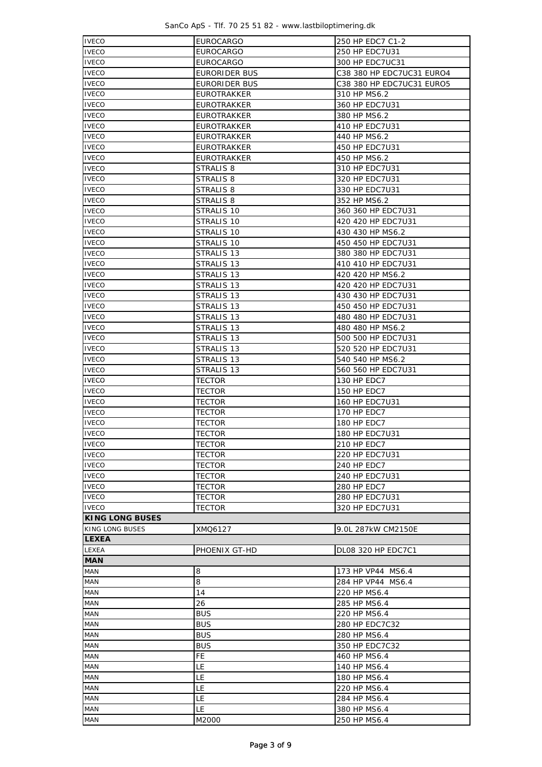| IVECO | EUROCARGO | 250 HP EDC7 C1-2 |
|---|---|---|
| IVECO | EUROCARGO | 250 HP EDC7U31 |
| IVECO | EUROCARGO | 300 HP EDC7UC31 |
| IVECO | EURORIDER BUS | C38 380 HP EDC7UC31 EURO4 |
| IVECO | EURORIDER BUS | C38 380 HP EDC7UC31 EURO5 |
| IVECO | EUROTRAKKER | 310 HP MS6.2 |
| IVECO | EUROTRAKKER | 360 HP EDC7U31 |
| IVECO | EUROTRAKKER | 380 HP MS6.2 |
| IVECO | EUROTRAKKER | 410 HP EDC7U31 |
| IVECO | EUROTRAKKER | 440 HP MS6.2 |
| IVECO | EUROTRAKKER | 450 HP EDC7U31 |
| IVECO | EUROTRAKKER | 450 HP MS6.2 |
| IVECO | STRALIS 8 | 310 HP EDC7U31 |
| IVECO | STRALIS 8 | 320 HP EDC7U31 |
| IVECO | STRALIS 8 | 330 HP EDC7U31 |
| IVECO | STRALIS 8 | 352 HP MS6.2 |
| IVECO | STRALIS 10 | 360 360 HP EDC7U31 |
| IVECO | STRALIS 10 | 420 420 HP EDC7U31 |
| IVECO | STRALIS 10 | 430 430 HP MS6.2 |
| IVECO | STRALIS 10 | 450 450 HP EDC7U31 |
| IVECO | STRALIS 13 | 380 380 HP EDC7U31 |
| IVECO | STRALIS 13 | 410 410 HP EDC7U31 |
| IVECO | STRALIS 13 | 420 420 HP MS6.2 |
| IVECO | STRALIS 13 | 420 420 HP EDC7U31 |
| IVECO | STRALIS 13 | 430 430 HP EDC7U31 |
| IVECO | STRALIS 13 | 450 450 HP EDC7U31 |
| IVECO | STRALIS 13 | 480 480 HP EDC7U31 |
| IVECO | STRALIS 13 | 480 480 HP MS6.2 |
| IVECO | STRALIS 13 | 500 500 HP EDC7U31 |
| IVECO | STRALIS 13 | 520 520 HP EDC7U31 |
| IVECO | STRALIS 13 | 540 540 HP MS6.2 |
| IVECO | STRALIS 13 | 560 560 HP EDC7U31 |
| IVECO | TECTOR | 130 HP EDC7 |
| IVECO | TECTOR | 150 HP EDC7 |
| IVECO | TECTOR | 160 HP EDC7U31 |
| IVECO | TECTOR | 170 HP EDC7 |
| IVECO | TECTOR | 180 HP EDC7 |
| IVECO | TECTOR | 180 HP EDC7U31 |
| IVECO | TECTOR | 210 HP EDC7 |
| IVECO | TECTOR | 220 HP EDC7U31 |
| IVECO | TECTOR | 240 HP EDC7 |
| IVECO | TECTOR | 240 HP EDC7U31 |
| IVECO | TECTOR | 280 HP EDC7 |
| IVECO | TECTOR | 280 HP EDC7U31 |
| IVECO | TECTOR | 320 HP EDC7U31 |
| **KING LONG BUSES** | | |
| KING LONG BUSES | XMQ6127 | 9.0L 287kW CM2150E |
| **LEXEA** | | |
| LEXEA | PHOENIX GT-HD | DL08 320 HP EDC7C1 |
| **MAN** | | |
| MAN | 8 | 173 HP VP44 MS6.4 |
| MAN | 8 | 284 HP VP44 MS6.4 |
| MAN | 14 | 220 HP MS6.4 |
| MAN | 26 | 285 HP MS6.4 |
| MAN | BUS | 220 HP MS6.4 |
| MAN | BUS | 280 HP EDC7C32 |
| MAN | BUS | 280 HP MS6.4 |
| MAN | BUS | 350 HP EDC7C32 |
| MAN | FE | 460 HP MS6.4 |
| MAN | LE | 140 HP MS6.4 |
| MAN | LE | 180 HP MS6.4 |
| MAN | LE | 220 HP MS6.4 |
| MAN | LE | 284 HP MS6.4 |
| MAN | LE | 380 HP MS6.4 |
| MAN | M2000 | 250 HP MS6.4 |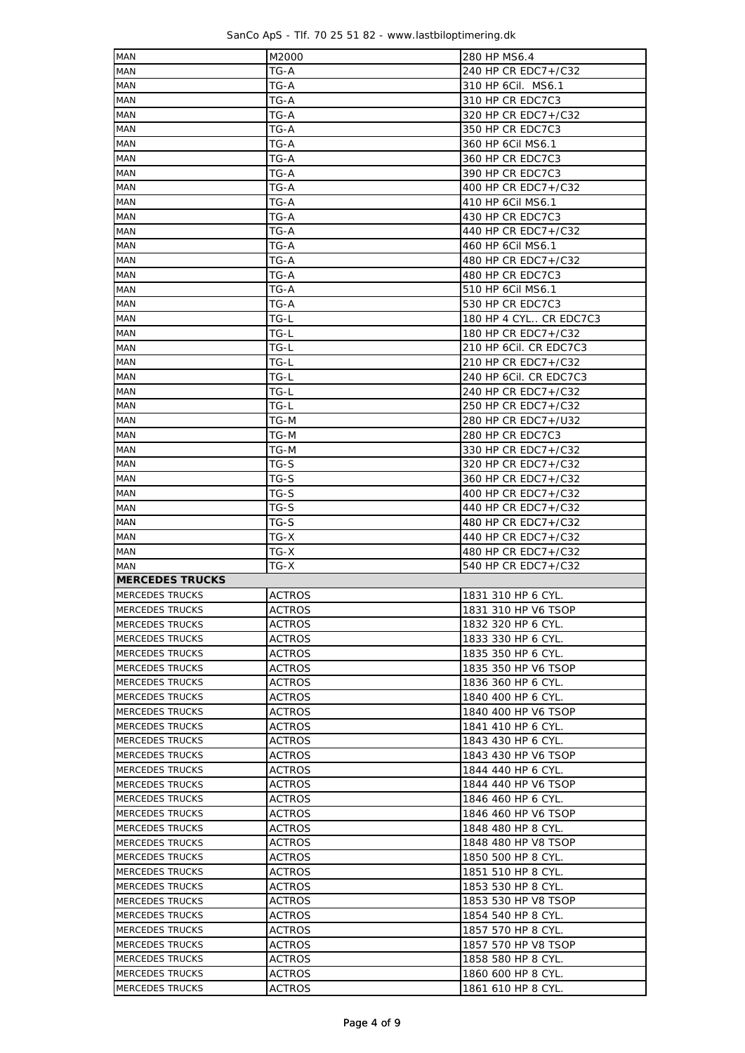| | | |
|---|---|---|
| MAN | M2000 | 280 HP MS6.4 |
| MAN | TG-A | 240 HP CR EDC7+/C32 |
| MAN | TG-A | 310 HP 6Cil. MS6.1 |
| MAN | TG-A | 310 HP CR EDC7C3 |
| MAN | TG-A | 320 HP CR EDC7+/C32 |
| MAN | TG-A | 350 HP CR EDC7C3 |
| MAN | TG-A | 360 HP 6Cil MS6.1 |
| MAN | TG-A | 360 HP CR EDC7C3 |
| MAN | TG-A | 390 HP CR EDC7C3 |
| MAN | TG-A | 400 HP CR EDC7+/C32 |
| MAN | TG-A | 410 HP 6Cil MS6.1 |
| MAN | TG-A | 430 HP CR EDC7C3 |
| MAN | TG-A | 440 HP CR EDC7+/C32 |
| MAN | TG-A | 460 HP 6Cil MS6.1 |
| MAN | TG-A | 480 HP CR EDC7+/C32 |
| MAN | TG-A | 480 HP CR EDC7C3 |
| MAN | TG-A | 510 HP 6Cil MS6.1 |
| MAN | TG-A | 530 HP CR EDC7C3 |
| MAN | TG-L | 180 HP 4 CYL.. CR EDC7C3 |
| MAN | TG-L | 180 HP CR EDC7+/C32 |
| MAN | TG-L | 210 HP 6Cil. CR EDC7C3 |
| MAN | TG-L | 210 HP CR EDC7+/C32 |
| MAN | TG-L | 240 HP 6Cil. CR EDC7C3 |
| MAN | TG-L | 240 HP CR EDC7+/C32 |
| MAN | TG-L | 250 HP CR EDC7+/C32 |
| MAN | TG-M | 280 HP CR EDC7+/U32 |
| MAN | TG-M | 280 HP CR EDC7C3 |
| MAN | TG-M | 330 HP CR EDC7+/C32 |
| MAN | TG-S | 320 HP CR EDC7+/C32 |
| MAN | TG-S | 360 HP CR EDC7+/C32 |
| MAN | TG-S | 400 HP CR EDC7+/C32 |
| MAN | TG-S | 440 HP CR EDC7+/C32 |
| MAN | TG-S | 480 HP CR EDC7+/C32 |
| MAN | TG-X | 440 HP CR EDC7+/C32 |
| MAN | TG-X | 480 HP CR EDC7+/C32 |
| MAN | TG-X | 540 HP CR EDC7+/C32 |
| **MERCEDES TRUCKS** | | |
| MERCEDES TRUCKS | ACTROS | 1831 310 HP 6 CYL. |
| MERCEDES TRUCKS | ACTROS | 1831 310 HP V6 TSOP |
| MERCEDES TRUCKS | ACTROS | 1832 320 HP 6 CYL. |
| MERCEDES TRUCKS | ACTROS | 1833 330 HP 6 CYL. |
| MERCEDES TRUCKS | ACTROS | 1835 350 HP 6 CYL. |
| MERCEDES TRUCKS | ACTROS | 1835 350 HP V6 TSOP |
| MERCEDES TRUCKS | ACTROS | 1836 360 HP 6 CYL. |
| MERCEDES TRUCKS | ACTROS | 1840 400 HP 6 CYL. |
| MERCEDES TRUCKS | ACTROS | 1840 400 HP V6 TSOP |
| MERCEDES TRUCKS | ACTROS | 1841 410 HP 6 CYL. |
| MERCEDES TRUCKS | ACTROS | 1843 430 HP 6 CYL. |
| MERCEDES TRUCKS | ACTROS | 1843 430 HP V6 TSOP |
| MERCEDES TRUCKS | ACTROS | 1844 440 HP 6 CYL. |
| MERCEDES TRUCKS | ACTROS | 1844 440 HP V6 TSOP |
| MERCEDES TRUCKS | ACTROS | 1846 460 HP 6 CYL. |
| MERCEDES TRUCKS | ACTROS | 1846 460 HP V6 TSOP |
| MERCEDES TRUCKS | ACTROS | 1848 480 HP 8 CYL. |
| MERCEDES TRUCKS | ACTROS | 1848 480 HP V8 TSOP |
| MERCEDES TRUCKS | ACTROS | 1850 500 HP 8 CYL. |
| MERCEDES TRUCKS | ACTROS | 1851 510 HP 8 CYL. |
| MERCEDES TRUCKS | ACTROS | 1853 530 HP 8 CYL. |
| MERCEDES TRUCKS | ACTROS | 1853 530 HP V8 TSOP |
| MERCEDES TRUCKS | ACTROS | 1854 540 HP 8 CYL. |
| MERCEDES TRUCKS | ACTROS | 1857 570 HP 8 CYL. |
| MERCEDES TRUCKS | ACTROS | 1857 570 HP V8 TSOP |
| MERCEDES TRUCKS | ACTROS | 1858 580 HP 8 CYL. |
| MERCEDES TRUCKS | ACTROS | 1860 600 HP 8 CYL. |
| MERCEDES TRUCKS | ACTROS | 1861 610 HP 8 CYL. |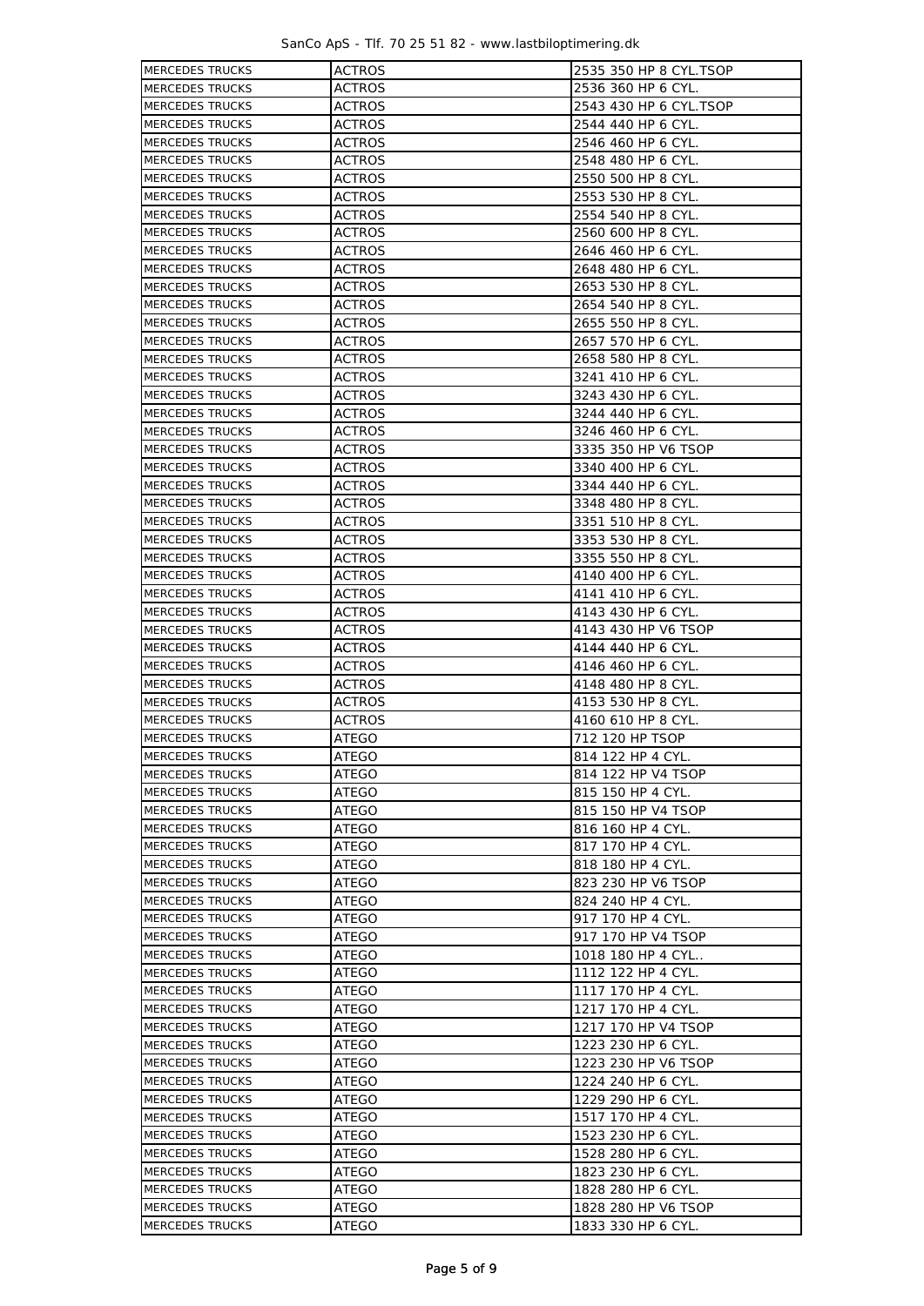| MERCEDES TRUCKS | ACTROS | 2535 350 HP 8 CYL.TSOP |
|---|---|---|
| MERCEDES TRUCKS | ACTROS | 2536 360 HP 6 CYL. |
| MERCEDES TRUCKS | ACTROS | 2543 430 HP 6 CYL.TSOP |
| MERCEDES TRUCKS | ACTROS | 2544 440 HP 6 CYL. |
| MERCEDES TRUCKS | ACTROS | 2546 460 HP 6 CYL. |
| MERCEDES TRUCKS | ACTROS | 2548 480 HP 6 CYL. |
| MERCEDES TRUCKS | ACTROS | 2550 500 HP 8 CYL. |
| MERCEDES TRUCKS | ACTROS | 2553 530 HP 8 CYL. |
| MERCEDES TRUCKS | ACTROS | 2554 540 HP 8 CYL. |
| MERCEDES TRUCKS | ACTROS | 2560 600 HP 8 CYL. |
| MERCEDES TRUCKS | ACTROS | 2646 460 HP 6 CYL. |
| MERCEDES TRUCKS | ACTROS | 2648 480 HP 6 CYL. |
| MERCEDES TRUCKS | ACTROS | 2653 530 HP 8 CYL. |
| MERCEDES TRUCKS | ACTROS | 2654 540 HP 8 CYL. |
| MERCEDES TRUCKS | ACTROS | 2655 550 HP 8 CYL. |
| MERCEDES TRUCKS | ACTROS | 2657 570 HP 6 CYL. |
| MERCEDES TRUCKS | ACTROS | 2658 580 HP 8 CYL. |
| MERCEDES TRUCKS | ACTROS | 3241 410 HP 6 CYL. |
| MERCEDES TRUCKS | ACTROS | 3243 430 HP 6 CYL. |
| MERCEDES TRUCKS | ACTROS | 3244 440 HP 6 CYL. |
| MERCEDES TRUCKS | ACTROS | 3246 460 HP 6 CYL. |
| MERCEDES TRUCKS | ACTROS | 3335 350 HP V6 TSOP |
| MERCEDES TRUCKS | ACTROS | 3340 400 HP 6 CYL. |
| MERCEDES TRUCKS | ACTROS | 3344 440 HP 6 CYL. |
| MERCEDES TRUCKS | ACTROS | 3348 480 HP 8 CYL. |
| MERCEDES TRUCKS | ACTROS | 3351 510 HP 8 CYL. |
| MERCEDES TRUCKS | ACTROS | 3353 530 HP 8 CYL. |
| MERCEDES TRUCKS | ACTROS | 3355 550 HP 8 CYL. |
| MERCEDES TRUCKS | ACTROS | 4140 400 HP 6 CYL. |
| MERCEDES TRUCKS | ACTROS | 4141 410 HP 6 CYL. |
| MERCEDES TRUCKS | ACTROS | 4143 430 HP 6 CYL. |
| MERCEDES TRUCKS | ACTROS | 4143 430 HP V6 TSOP |
| MERCEDES TRUCKS | ACTROS | 4144 440 HP 6 CYL. |
| MERCEDES TRUCKS | ACTROS | 4146 460 HP 6 CYL. |
| MERCEDES TRUCKS | ACTROS | 4148 480 HP 8 CYL. |
| MERCEDES TRUCKS | ACTROS | 4153 530 HP 8 CYL. |
| MERCEDES TRUCKS | ACTROS | 4160 610 HP 8 CYL. |
| MERCEDES TRUCKS | ATEGO | 712 120 HP TSOP |
| MERCEDES TRUCKS | ATEGO | 814 122 HP 4 CYL. |
| MERCEDES TRUCKS | ATEGO | 814 122 HP V4 TSOP |
| MERCEDES TRUCKS | ATEGO | 815 150 HP 4 CYL. |
| MERCEDES TRUCKS | ATEGO | 815 150 HP V4 TSOP |
| MERCEDES TRUCKS | ATEGO | 816 160 HP 4 CYL. |
| MERCEDES TRUCKS | ATEGO | 817 170 HP 4 CYL. |
| MERCEDES TRUCKS | ATEGO | 818 180 HP 4 CYL. |
| MERCEDES TRUCKS | ATEGO | 823 230 HP V6 TSOP |
| MERCEDES TRUCKS | ATEGO | 824 240 HP 4 CYL. |
| MERCEDES TRUCKS | ATEGO | 917 170 HP 4 CYL. |
| MERCEDES TRUCKS | ATEGO | 917 170 HP V4 TSOP |
| MERCEDES TRUCKS | ATEGO | 1018 180 HP 4 CYL.. |
| MERCEDES TRUCKS | ATEGO | 1112 122 HP 4 CYL. |
| MERCEDES TRUCKS | ATEGO | 1117 170 HP 4 CYL. |
| MERCEDES TRUCKS | ATEGO | 1217 170 HP 4 CYL. |
| MERCEDES TRUCKS | ATEGO | 1217 170 HP V4 TSOP |
| MERCEDES TRUCKS | ATEGO | 1223 230 HP 6 CYL. |
| MERCEDES TRUCKS | ATEGO | 1223 230 HP V6 TSOP |
| MERCEDES TRUCKS | ATEGO | 1224 240 HP 6 CYL. |
| MERCEDES TRUCKS | ATEGO | 1229 290 HP 6 CYL. |
| MERCEDES TRUCKS | ATEGO | 1517 170 HP 4 CYL. |
| MERCEDES TRUCKS | ATEGO | 1523 230 HP 6 CYL. |
| MERCEDES TRUCKS | ATEGO | 1528 280 HP 6 CYL. |
| MERCEDES TRUCKS | ATEGO | 1823 230 HP 6 CYL. |
| MERCEDES TRUCKS | ATEGO | 1828 280 HP 6 CYL. |
| MERCEDES TRUCKS | ATEGO | 1828 280 HP V6 TSOP |
| MERCEDES TRUCKS | ATEGO | 1833 330 HP 6 CYL. |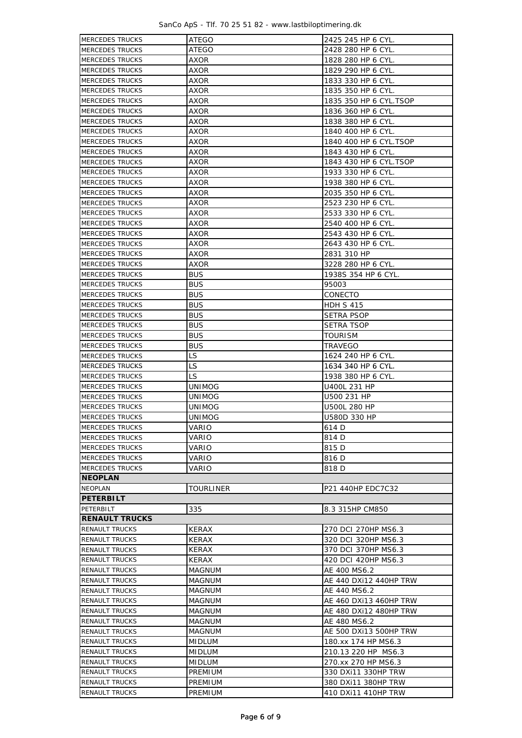| | | |
|---|---|---|
| MERCEDES TRUCKS | ATEGO | 2425 245 HP 6 CYL. |
| MERCEDES TRUCKS | ATEGO | 2428 280 HP 6 CYL. |
| MERCEDES TRUCKS | AXOR | 1828 280 HP 6 CYL. |
| MERCEDES TRUCKS | AXOR | 1829 290 HP 6 CYL. |
| MERCEDES TRUCKS | AXOR | 1833 330 HP 6 CYL. |
| MERCEDES TRUCKS | AXOR | 1835 350 HP 6 CYL. |
| MERCEDES TRUCKS | AXOR | 1835 350 HP 6 CYL.TSOP |
| MERCEDES TRUCKS | AXOR | 1836 360 HP 6 CYL. |
| MERCEDES TRUCKS | AXOR | 1838 380 HP 6 CYL. |
| MERCEDES TRUCKS | AXOR | 1840 400 HP 6 CYL. |
| MERCEDES TRUCKS | AXOR | 1840 400 HP 6 CYL.TSOP |
| MERCEDES TRUCKS | AXOR | 1843 430 HP 6 CYL. |
| MERCEDES TRUCKS | AXOR | 1843 430 HP 6 CYL.TSOP |
| MERCEDES TRUCKS | AXOR | 1933 330 HP 6 CYL. |
| MERCEDES TRUCKS | AXOR | 1938 380 HP 6 CYL. |
| MERCEDES TRUCKS | AXOR | 2035 350 HP 6 CYL. |
| MERCEDES TRUCKS | AXOR | 2523 230 HP 6 CYL. |
| MERCEDES TRUCKS | AXOR | 2533 330 HP 6 CYL. |
| MERCEDES TRUCKS | AXOR | 2540 400 HP 6 CYL. |
| MERCEDES TRUCKS | AXOR | 2543 430 HP 6 CYL. |
| MERCEDES TRUCKS | AXOR | 2643 430 HP 6 CYL. |
| MERCEDES TRUCKS | AXOR | 2831 310 HP |
| MERCEDES TRUCKS | AXOR | 3228 280 HP 6 CYL. |
| MERCEDES TRUCKS | BUS | 1938S 354 HP 6 CYL. |
| MERCEDES TRUCKS | BUS | 95003 |
| MERCEDES TRUCKS | BUS | CONECTO |
| MERCEDES TRUCKS | BUS | HDH S 415 |
| MERCEDES TRUCKS | BUS | SETRA PSOP |
| MERCEDES TRUCKS | BUS | SETRA TSOP |
| MERCEDES TRUCKS | BUS | TOURISM |
| MERCEDES TRUCKS | BUS | TRAVEGO |
| MERCEDES TRUCKS | LS | 1624 240 HP 6 CYL. |
| MERCEDES TRUCKS | LS | 1634 340 HP 6 CYL. |
| MERCEDES TRUCKS | LS | 1938 380 HP 6 CYL. |
| MERCEDES TRUCKS | UNIMOG | U400L 231 HP |
| MERCEDES TRUCKS | UNIMOG | U500 231 HP |
| MERCEDES TRUCKS | UNIMOG | U500L 280 HP |
| MERCEDES TRUCKS | UNIMOG | U580D 330 HP |
| MERCEDES TRUCKS | VARIO | 614 D |
| MERCEDES TRUCKS | VARIO | 814 D |
| MERCEDES TRUCKS | VARIO | 815 D |
| MERCEDES TRUCKS | VARIO | 816 D |
| MERCEDES TRUCKS | VARIO | 818 D |
| **NEOPLAN** | | |
| NEOPLAN | TOURLINER | P21 440HP EDC7C32 |
| **PETERBILT** | | |
| PETERBILT | 335 | 8.3 315HP CM850 |
| **RENAULT TRUCKS** | | |
| RENAULT TRUCKS | KERAX | 270 DCI 270HP MS6.3 |
| RENAULT TRUCKS | KERAX | 320 DCI 320HP MS6.3 |
| RENAULT TRUCKS | KERAX | 370 DCI 370HP MS6.3 |
| RENAULT TRUCKS | KERAX | 420 DCI 420HP MS6.3 |
| RENAULT TRUCKS | MAGNUM | AE 400 MS6.2 |
| RENAULT TRUCKS | MAGNUM | AE 440 DXi12 440HP TRW |
| RENAULT TRUCKS | MAGNUM | AE 440 MS6.2 |
| RENAULT TRUCKS | MAGNUM | AE 460 DXi13 460HP TRW |
| RENAULT TRUCKS | MAGNUM | AE 480 DXi12 480HP TRW |
| RENAULT TRUCKS | MAGNUM | AE 480 MS6.2 |
| RENAULT TRUCKS | MAGNUM | AE 500 DXi13 500HP TRW |
| RENAULT TRUCKS | MIDLUM | 180.xx 174 HP MS6.3 |
| RENAULT TRUCKS | MIDLUM | 210.13 220 HP MS6.3 |
| RENAULT TRUCKS | MIDLUM | 270.xx 270 HP MS6.3 |
| RENAULT TRUCKS | PREMIUM | 330 DXi11 330HP TRW |
| RENAULT TRUCKS | PREMIUM | 380 DXi11 380HP TRW |
| RENAULT TRUCKS | PREMIUM | 410 DXi11 410HP TRW |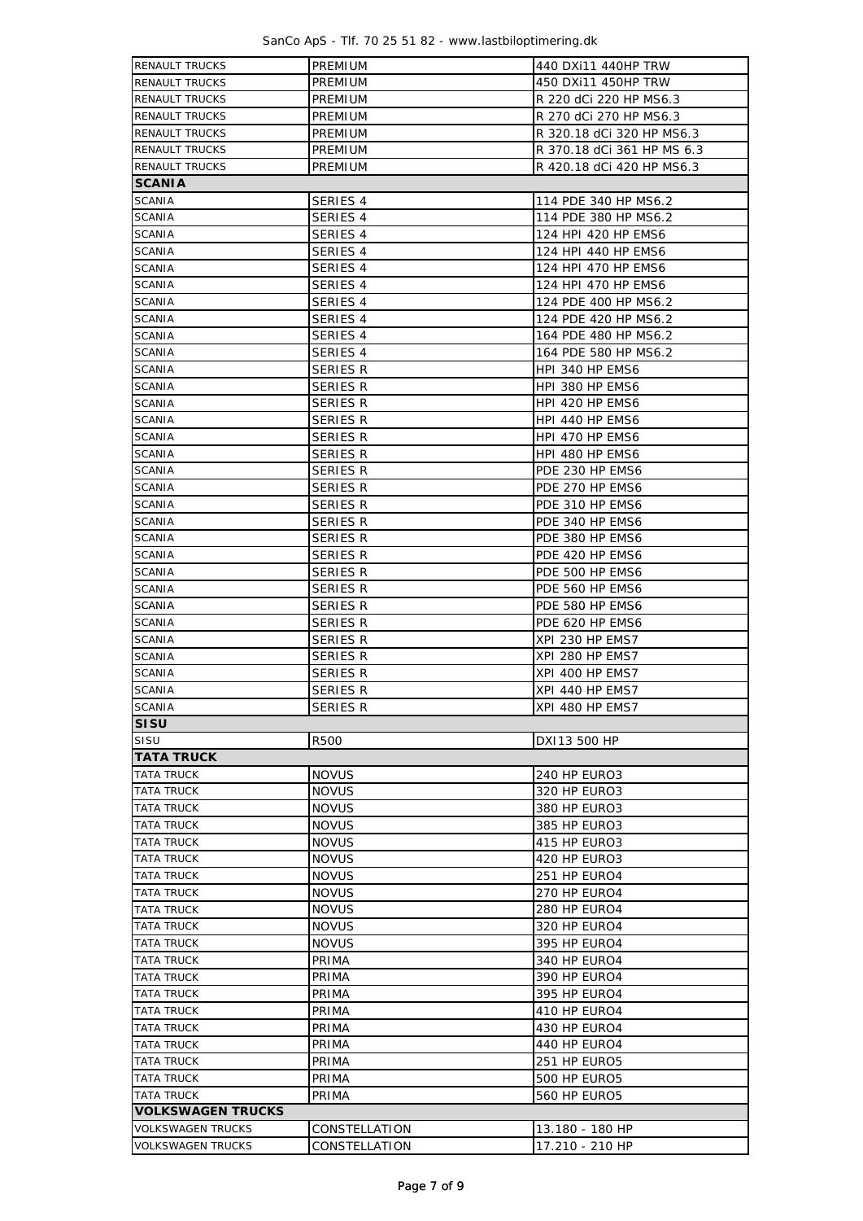| | | |
|---|---|---|
| RENAULT TRUCKS | PREMIUM | 440 DXi11 440HP TRW |
| RENAULT TRUCKS | PREMIUM | 450 DXi11 450HP TRW |
| RENAULT TRUCKS | PREMIUM | R 220 dCi 220 HP MS6.3 |
| RENAULT TRUCKS | PREMIUM | R 270 dCi 270 HP MS6.3 |
| RENAULT TRUCKS | PREMIUM | R 320.18 dCi 320 HP MS6.3 |
| RENAULT TRUCKS | PREMIUM | R 370.18 dCi 361 HP MS 6.3 |
| RENAULT TRUCKS | PREMIUM | R 420.18 dCi 420 HP MS6.3 |
| **SCANIA** | | |
| SCANIA | SERIES 4 | 114 PDE 340 HP MS6.2 |
| SCANIA | SERIES 4 | 114 PDE 380 HP MS6.2 |
| SCANIA | SERIES 4 | 124 HPI 420 HP EMS6 |
| SCANIA | SERIES 4 | 124 HPI 440 HP EMS6 |
| SCANIA | SERIES 4 | 124 HPI 470 HP EMS6 |
| SCANIA | SERIES 4 | 124 HPI 470 HP EMS6 |
| SCANIA | SERIES 4 | 124 PDE 400 HP MS6.2 |
| SCANIA | SERIES 4 | 124 PDE 420 HP MS6.2 |
| SCANIA | SERIES 4 | 164 PDE 480 HP MS6.2 |
| SCANIA | SERIES 4 | 164 PDE 580 HP MS6.2 |
| SCANIA | SERIES R | HPI 340 HP EMS6 |
| SCANIA | SERIES R | HPI 380 HP EMS6 |
| SCANIA | SERIES R | HPI 420 HP EMS6 |
| SCANIA | SERIES R | HPI 440 HP EMS6 |
| SCANIA | SERIES R | HPI 470 HP EMS6 |
| SCANIA | SERIES R | HPI 480 HP EMS6 |
| SCANIA | SERIES R | PDE 230 HP EMS6 |
| SCANIA | SERIES R | PDE 270 HP EMS6 |
| SCANIA | SERIES R | PDE 310 HP EMS6 |
| SCANIA | SERIES R | PDE 340 HP EMS6 |
| SCANIA | SERIES R | PDE 380 HP EMS6 |
| SCANIA | SERIES R | PDE 420 HP EMS6 |
| SCANIA | SERIES R | PDE 500 HP EMS6 |
| SCANIA | SERIES R | PDE 560 HP EMS6 |
| SCANIA | SERIES R | PDE 580 HP EMS6 |
| SCANIA | SERIES R | PDE 620 HP EMS6 |
| SCANIA | SERIES R | XPI 230 HP EMS7 |
| SCANIA | SERIES R | XPI 280 HP EMS7 |
| SCANIA | SERIES R | XPI 400 HP EMS7 |
| SCANIA | SERIES R | XPI 440 HP EMS7 |
| SCANIA | SERIES R | XPI 480 HP EMS7 |
| **SISU** | | |
| SISU | R500 | DXI13 500 HP |
| **TATA TRUCK** | | |
| TATA TRUCK | NOVUS | 240 HP EURO3 |
| TATA TRUCK | NOVUS | 320 HP EURO3 |
| TATA TRUCK | NOVUS | 380 HP EURO3 |
| TATA TRUCK | NOVUS | 385 HP EURO3 |
| TATA TRUCK | NOVUS | 415 HP EURO3 |
| TATA TRUCK | NOVUS | 420 HP EURO3 |
| TATA TRUCK | NOVUS | 251 HP EURO4 |
| TATA TRUCK | NOVUS | 270 HP EURO4 |
| TATA TRUCK | NOVUS | 280 HP EURO4 |
| TATA TRUCK | NOVUS | 320 HP EURO4 |
| TATA TRUCK | NOVUS | 395 HP EURO4 |
| TATA TRUCK | PRIMA | 340 HP EURO4 |
| TATA TRUCK | PRIMA | 390 HP EURO4 |
| TATA TRUCK | PRIMA | 395 HP EURO4 |
| TATA TRUCK | PRIMA | 410 HP EURO4 |
| TATA TRUCK | PRIMA | 430 HP EURO4 |
| TATA TRUCK | PRIMA | 440 HP EURO4 |
| TATA TRUCK | PRIMA | 251 HP EURO5 |
| TATA TRUCK | PRIMA | 500 HP EURO5 |
| TATA TRUCK | PRIMA | 560 HP EURO5 |
| **VOLKSWAGEN TRUCKS** | | |
| VOLKSWAGEN TRUCKS | CONSTELLATION | 13.180 - 180 HP |
| VOLKSWAGEN TRUCKS | CONSTELLATION | 17.210 - 210 HP |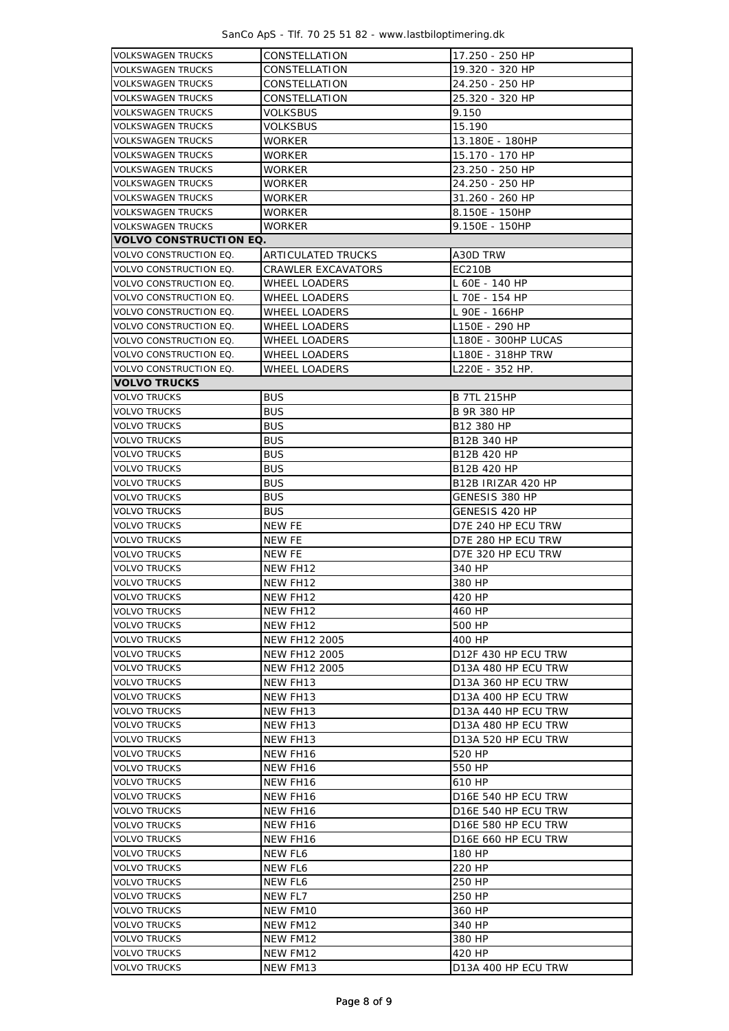| | | |
|---|---|---|
| VOLKSWAGEN TRUCKS | CONSTELLATION | 17.250 - 250 HP |
| VOLKSWAGEN TRUCKS | CONSTELLATION | 19.320 - 320 HP |
| VOLKSWAGEN TRUCKS | CONSTELLATION | 24.250 - 250 HP |
| VOLKSWAGEN TRUCKS | CONSTELLATION | 25.320 - 320 HP |
| VOLKSWAGEN TRUCKS | VOLKSBUS | 9.150 |
| VOLKSWAGEN TRUCKS | VOLKSBUS | 15.190 |
| VOLKSWAGEN TRUCKS | WORKER | 13.180E - 180HP |
| VOLKSWAGEN TRUCKS | WORKER | 15.170 - 170 HP |
| VOLKSWAGEN TRUCKS | WORKER | 23.250 - 250 HP |
| VOLKSWAGEN TRUCKS | WORKER | 24.250 - 250 HP |
| VOLKSWAGEN TRUCKS | WORKER | 31.260 - 260 HP |
| VOLKSWAGEN TRUCKS | WORKER | 8.150E - 150HP |
| VOLKSWAGEN TRUCKS | WORKER | 9.150E - 150HP |
| **VOLVO CONSTRUCTION EQ.** | | |
| VOLVO CONSTRUCTION EQ. | ARTICULATED TRUCKS | A30D TRW |
| VOLVO CONSTRUCTION EQ. | CRAWLER EXCAVATORS | EC210B |
| VOLVO CONSTRUCTION EQ. | WHEEL LOADERS | L 60E - 140 HP |
| VOLVO CONSTRUCTION EQ. | WHEEL LOADERS | L 70E - 154 HP |
| VOLVO CONSTRUCTION EQ. | WHEEL LOADERS | L 90E - 166HP |
| VOLVO CONSTRUCTION EQ. | WHEEL LOADERS | L150E - 290 HP |
| VOLVO CONSTRUCTION EQ. | WHEEL LOADERS | L180E - 300HP LUCAS |
| VOLVO CONSTRUCTION EQ. | WHEEL LOADERS | L180E - 318HP TRW |
| VOLVO CONSTRUCTION EQ. | WHEEL LOADERS | L220E - 352 HP. |
| **VOLVO TRUCKS** | | |
| VOLVO TRUCKS | BUS | B 7TL 215HP |
| VOLVO TRUCKS | BUS | B 9R 380 HP |
| VOLVO TRUCKS | BUS | B12 380 HP |
| VOLVO TRUCKS | BUS | B12B 340 HP |
| VOLVO TRUCKS | BUS | B12B 420 HP |
| VOLVO TRUCKS | BUS | B12B 420 HP |
| VOLVO TRUCKS | BUS | B12B IRIZAR 420 HP |
| VOLVO TRUCKS | BUS | GENESIS 380 HP |
| VOLVO TRUCKS | BUS | GENESIS 420 HP |
| VOLVO TRUCKS | NEW FE | D7E 240 HP ECU TRW |
| VOLVO TRUCKS | NEW FE | D7E 280 HP ECU TRW |
| VOLVO TRUCKS | NEW FE | D7E 320 HP ECU TRW |
| VOLVO TRUCKS | NEW FH12 | 340 HP |
| VOLVO TRUCKS | NEW FH12 | 380 HP |
| VOLVO TRUCKS | NEW FH12 | 420 HP |
| VOLVO TRUCKS | NEW FH12 | 460 HP |
| VOLVO TRUCKS | NEW FH12 | 500 HP |
| VOLVO TRUCKS | NEW FH12 2005 | 400 HP |
| VOLVO TRUCKS | NEW FH12 2005 | D12F 430 HP ECU TRW |
| VOLVO TRUCKS | NEW FH12 2005 | D13A 480 HP ECU TRW |
| VOLVO TRUCKS | NEW FH13 | D13A 360 HP ECU TRW |
| VOLVO TRUCKS | NEW FH13 | D13A 400 HP ECU TRW |
| VOLVO TRUCKS | NEW FH13 | D13A 440 HP ECU TRW |
| VOLVO TRUCKS | NEW FH13 | D13A 480 HP ECU TRW |
| VOLVO TRUCKS | NEW FH13 | D13A 520 HP ECU TRW |
| VOLVO TRUCKS | NEW FH16 | 520 HP |
| VOLVO TRUCKS | NEW FH16 | 550 HP |
| VOLVO TRUCKS | NEW FH16 | 610 HP |
| VOLVO TRUCKS | NEW FH16 | D16E 540 HP ECU TRW |
| VOLVO TRUCKS | NEW FH16 | D16E 540 HP ECU TRW |
| VOLVO TRUCKS | NEW FH16 | D16E 580 HP ECU TRW |
| VOLVO TRUCKS | NEW FH16 | D16E 660 HP ECU TRW |
| VOLVO TRUCKS | NEW FL6 | 180 HP |
| VOLVO TRUCKS | NEW FL6 | 220 HP |
| VOLVO TRUCKS | NEW FL6 | 250 HP |
| VOLVO TRUCKS | NEW FL7 | 250 HP |
| VOLVO TRUCKS | NEW FM10 | 360 HP |
| VOLVO TRUCKS | NEW FM12 | 340 HP |
| VOLVO TRUCKS | NEW FM12 | 380 HP |
| VOLVO TRUCKS | NEW FM12 | 420 HP |
| VOLVO TRUCKS | NEW FM13 | D13A 400 HP ECU TRW |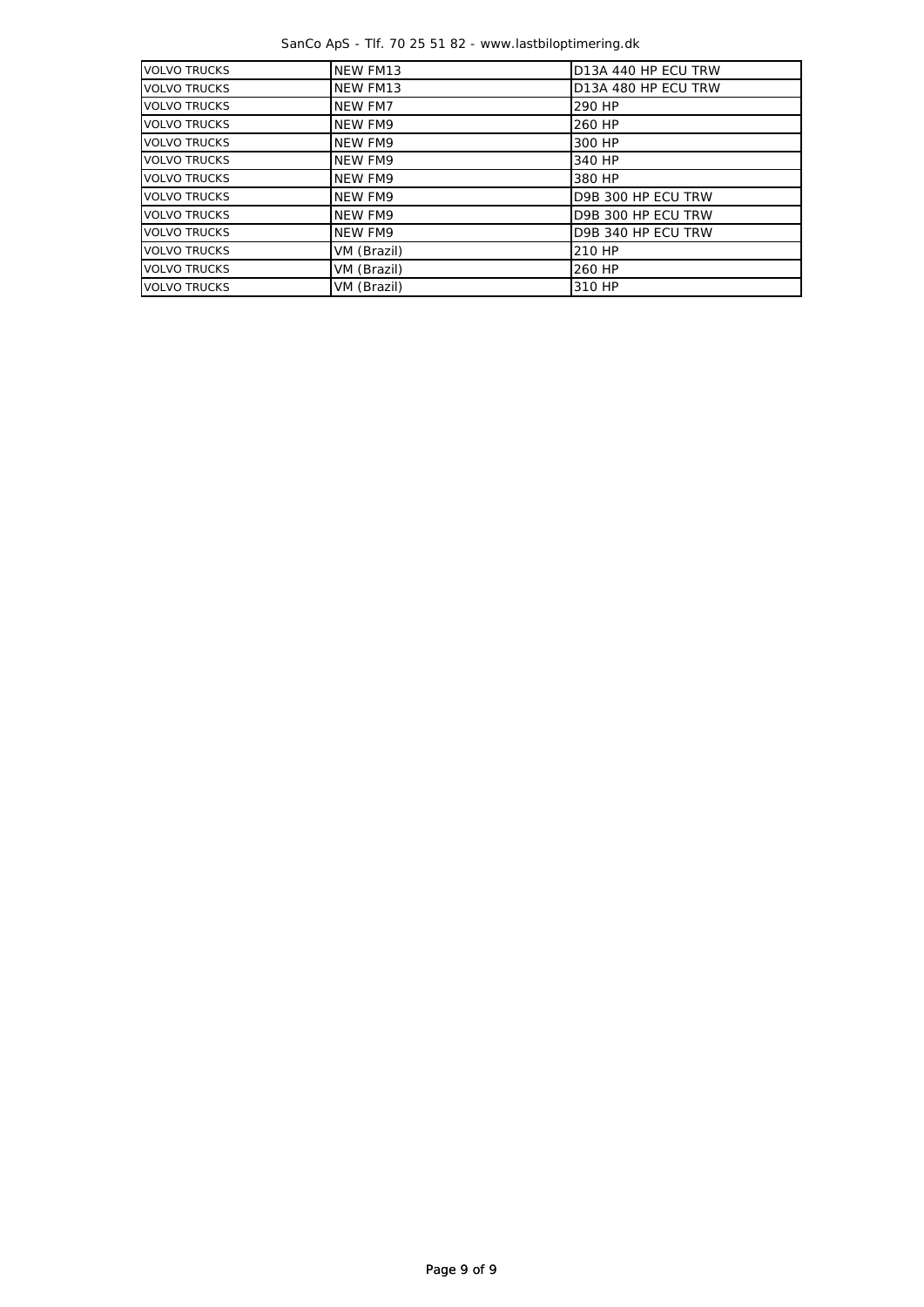| | | |
|---|---|---|
| VOLVO TRUCKS | NEW FM13 | D13A 440 HP ECU TRW |
| VOLVO TRUCKS | NEW FM13 | D13A 480 HP ECU TRW |
| VOLVO TRUCKS | NEW FM7 | 290 HP |
| VOLVO TRUCKS | NEW FM9 | 260 HP |
| VOLVO TRUCKS | NEW FM9 | 300 HP |
| VOLVO TRUCKS | NEW FM9 | 340 HP |
| VOLVO TRUCKS | NEW FM9 | 380 HP |
| VOLVO TRUCKS | NEW FM9 | D9B 300 HP ECU TRW |
| VOLVO TRUCKS | NEW FM9 | D9B 300 HP ECU TRW |
| VOLVO TRUCKS | NEW FM9 | D9B 340 HP ECU TRW |
| VOLVO TRUCKS | VM (Brazil) | 210 HP |
| VOLVO TRUCKS | VM (Brazil) | 260 HP |
| VOLVO TRUCKS | VM (Brazil) | 310 HP |